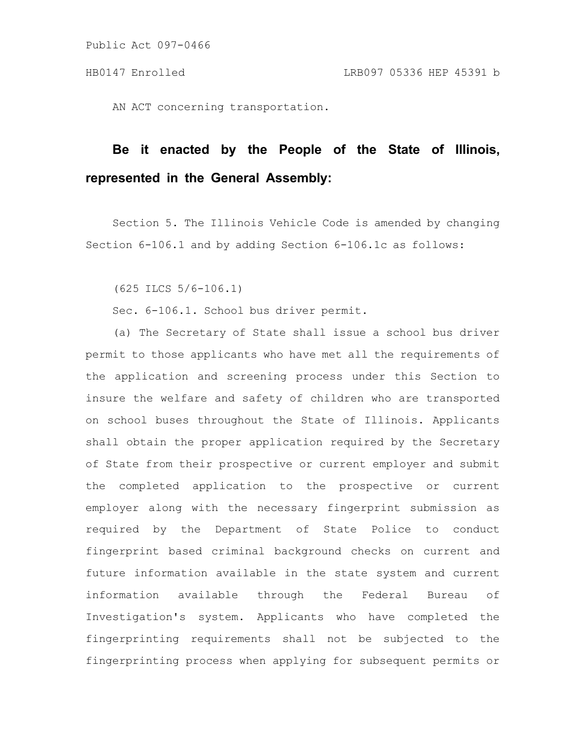Public Act 097-0466

HB0147 Enrolled LRB097 05336 HEP 45391 b

AN ACT concerning transportation.

**Be it enacted by the People of the State of Illinois, represented in the General Assembly:**

Section 5. The Illinois Vehicle Code is amended by changing Section 6-106.1 and by adding Section 6-106.1c as follows:

(625 ILCS 5/6-106.1)

Sec. 6-106.1. School bus driver permit.

(a) The Secretary of State shall issue a school bus driver permit to those applicants who have met all the requirements of the application and screening process under this Section to insure the welfare and safety of children who are transported on school buses throughout the State of Illinois. Applicants shall obtain the proper application required by the Secretary of State from their prospective or current employer and submit the completed application to the prospective or current employer along with the necessary fingerprint submission as required by the Department of State Police to conduct fingerprint based criminal background checks on current and future information available in the state system and current information available through the Federal Bureau of Investigation's system. Applicants who have completed the fingerprinting requirements shall not be subjected to the fingerprinting process when applying for subsequent permits or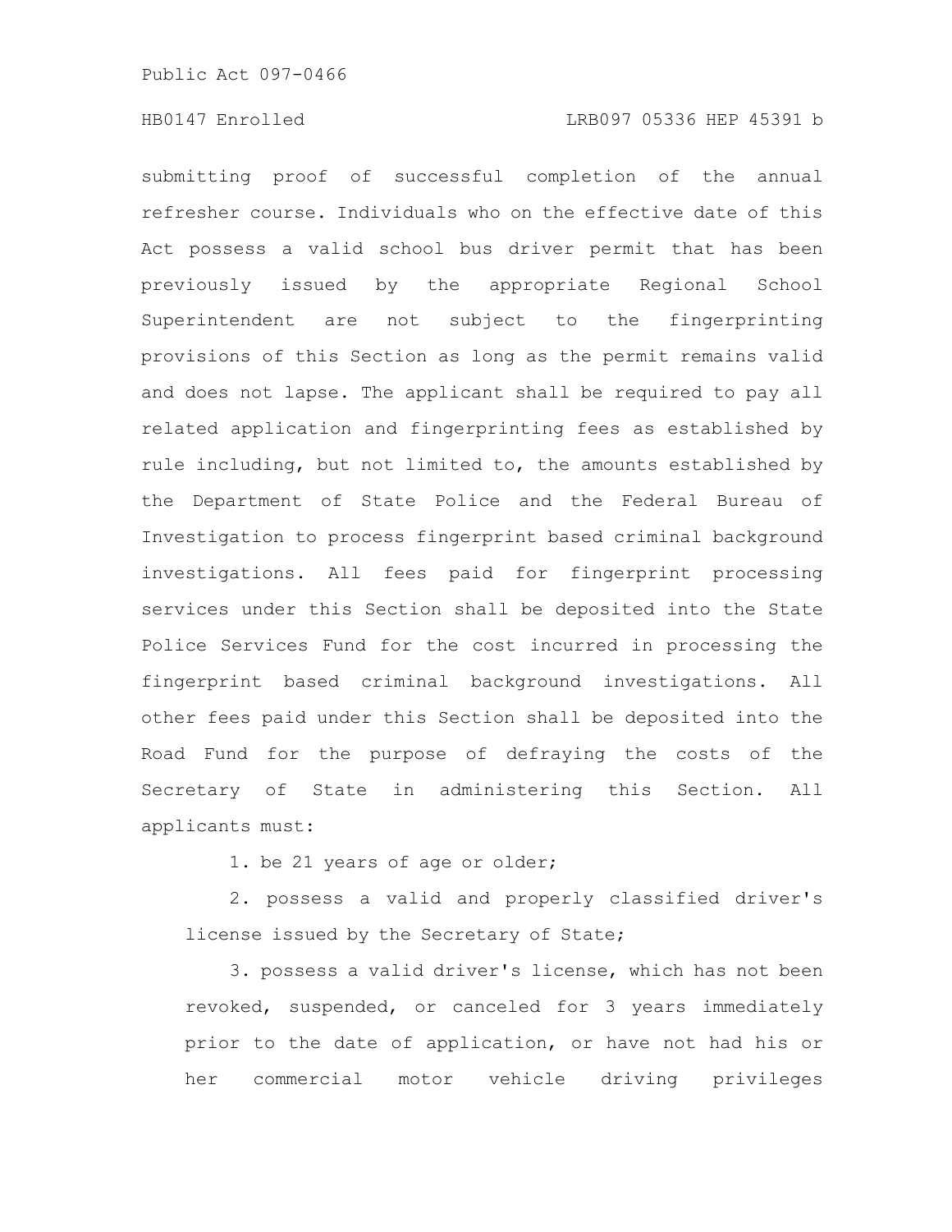submitting proof of successful completion of the annual refresher course. Individuals who on the effective date of this Act possess a valid school bus driver permit that has been previously issued by the appropriate Regional School Superintendent are not subject to the fingerprinting provisions of this Section as long as the permit remains valid and does not lapse. The applicant shall be required to pay all related application and fingerprinting fees as established by rule including, but not limited to, the amounts established by the Department of State Police and the Federal Bureau of Investigation to process fingerprint based criminal background investigations. All fees paid for fingerprint processing services under this Section shall be deposited into the State Police Services Fund for the cost incurred in processing the fingerprint based criminal background investigations. All other fees paid under this Section shall be deposited into the Road Fund for the purpose of defraying the costs of the Secretary of State in administering this Section. All applicants must:

1. be 21 years of age or older;

2. possess a valid and properly classified driver's license issued by the Secretary of State;

3. possess a valid driver's license, which has not been revoked, suspended, or canceled for 3 years immediately prior to the date of application, or have not had his or her commercial motor vehicle driving privileges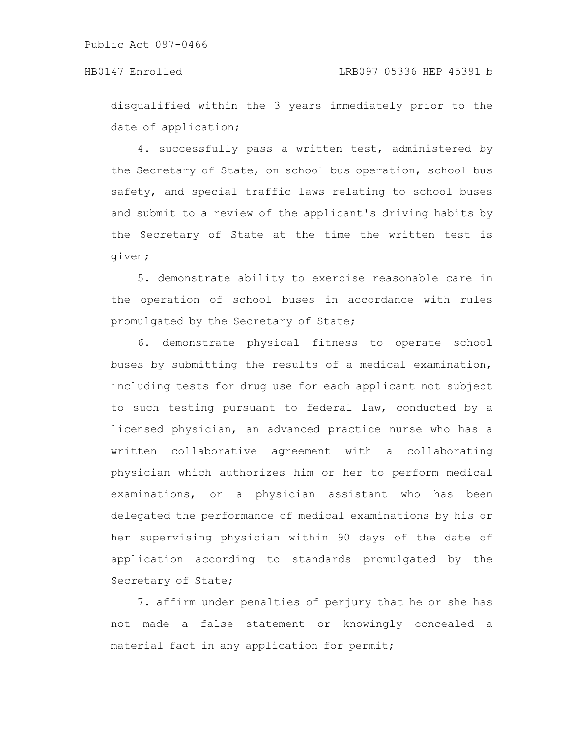disqualified within the 3 years immediately prior to the date of application;

4. successfully pass a written test, administered by the Secretary of State, on school bus operation, school bus safety, and special traffic laws relating to school buses and submit to a review of the applicant's driving habits by the Secretary of State at the time the written test is given;

5. demonstrate ability to exercise reasonable care in the operation of school buses in accordance with rules promulgated by the Secretary of State;

6. demonstrate physical fitness to operate school buses by submitting the results of a medical examination, including tests for drug use for each applicant not subject to such testing pursuant to federal law, conducted by a licensed physician, an advanced practice nurse who has a written collaborative agreement with a collaborating physician which authorizes him or her to perform medical examinations, or a physician assistant who has been delegated the performance of medical examinations by his or her supervising physician within 90 days of the date of application according to standards promulgated by the Secretary of State;

7. affirm under penalties of perjury that he or she has not made a false statement or knowingly concealed a material fact in any application for permit;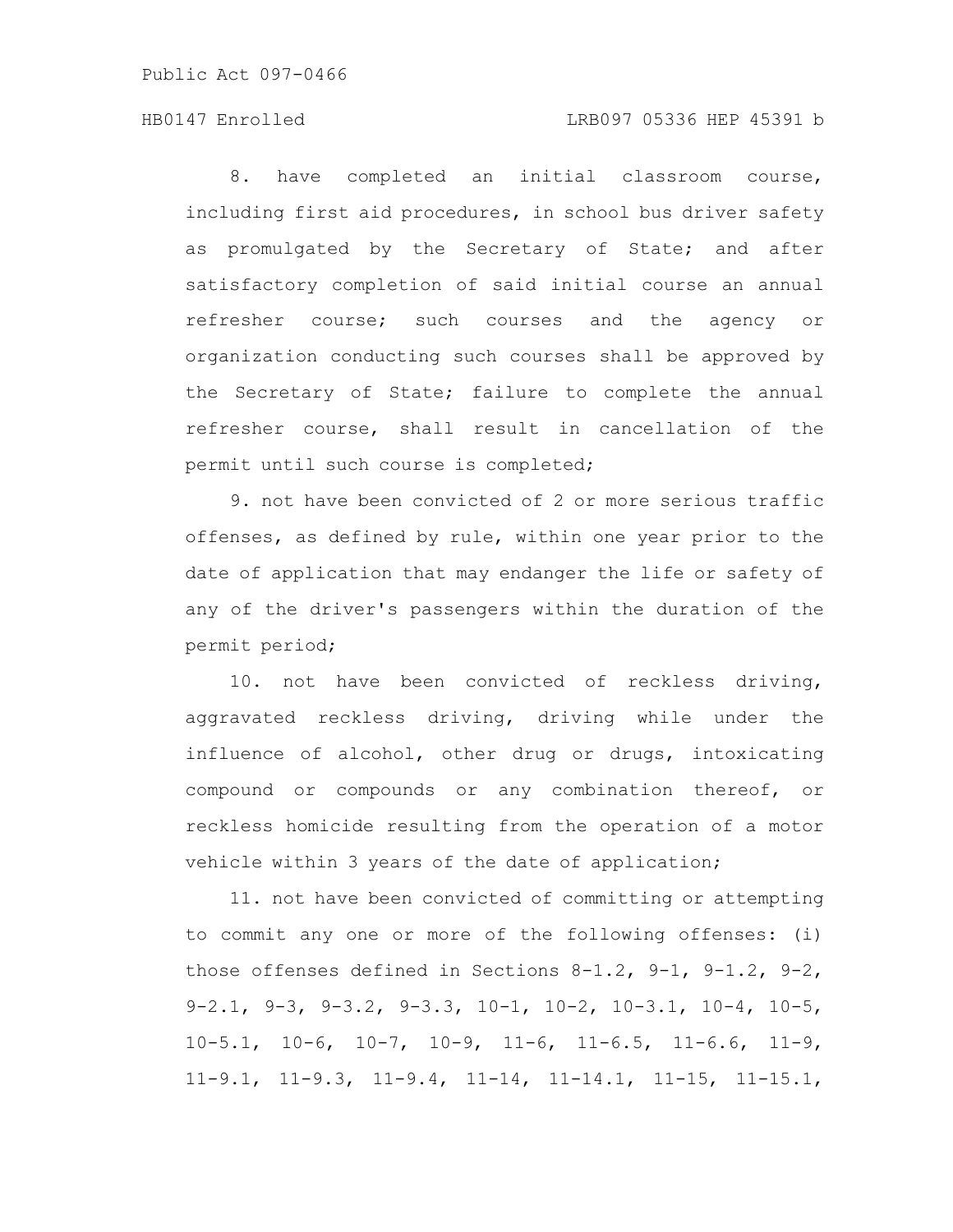8. have completed an initial classroom course, including first aid procedures, in school bus driver safety as promulgated by the Secretary of State; and after satisfactory completion of said initial course an annual refresher course; such courses and the agency or organization conducting such courses shall be approved by the Secretary of State; failure to complete the annual refresher course, shall result in cancellation of the permit until such course is completed;

9. not have been convicted of 2 or more serious traffic offenses, as defined by rule, within one year prior to the date of application that may endanger the life or safety of any of the driver's passengers within the duration of the permit period;

10. not have been convicted of reckless driving, aggravated reckless driving, driving while under the influence of alcohol, other drug or drugs, intoxicating compound or compounds or any combination thereof, or reckless homicide resulting from the operation of a motor vehicle within 3 years of the date of application;

11. not have been convicted of committing or attempting to commit any one or more of the following offenses: (i) those offenses defined in Sections 8-1.2, 9-1, 9-1.2, 9-2, 9-2.1, 9-3, 9-3.2, 9-3.3, 10-1, 10-2, 10-3.1, 10-4, 10-5, 10-5.1, 10-6, 10-7, 10-9, 11-6, 11-6.5, 11-6.6, 11-9, 11-9.1, 11-9.3, 11-9.4, 11-14, 11-14.1, 11-15, 11-15.1,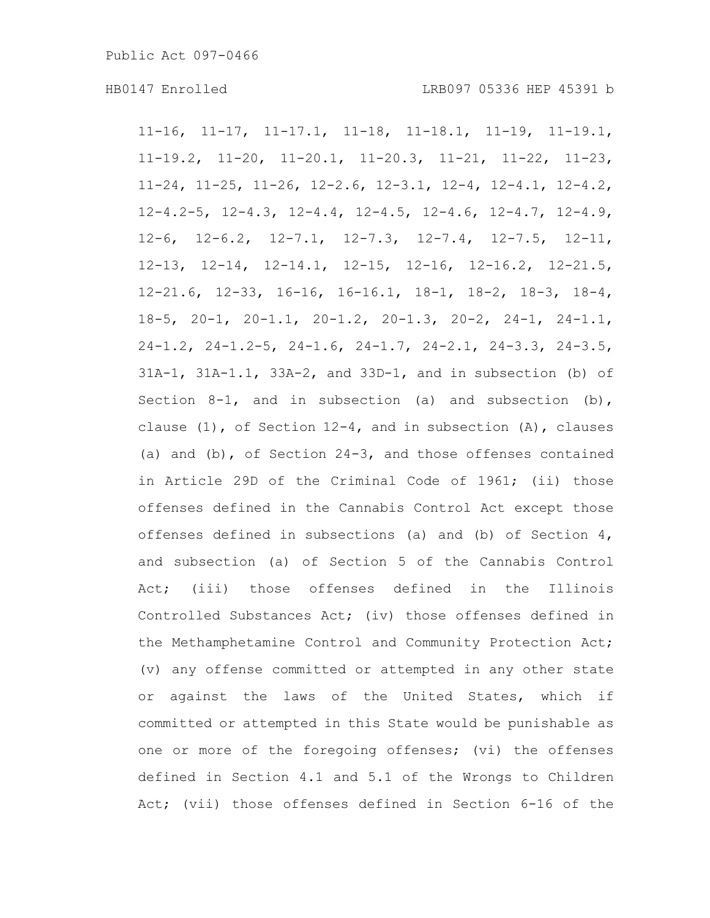11-16, 11-17, 11-17.1, 11-18, 11-18.1, 11-19, 11-19.1, 11-19.2, 11-20, 11-20.1, 11-20.3, 11-21, 11-22, 11-23, 11-24, 11-25, 11-26, 12-2.6, 12-3.1, 12-4, 12-4.1, 12-4.2, 12-4.2-5, 12-4.3, 12-4.4, 12-4.5, 12-4.6, 12-4.7, 12-4.9, 12-6, 12-6.2, 12-7.1, 12-7.3, 12-7.4, 12-7.5, 12-11, 12-13, 12-14, 12-14.1, 12-15, 12-16, 12-16.2, 12-21.5, 12-21.6, 12-33, 16-16, 16-16.1, 18-1, 18-2, 18-3, 18-4, 18-5, 20-1, 20-1.1, 20-1.2, 20-1.3, 20-2, 24-1, 24-1.1, 24-1.2, 24-1.2-5, 24-1.6, 24-1.7, 24-2.1, 24-3.3, 24-3.5, 31A-1, 31A-1.1, 33A-2, and 33D-1, and in subsection (b) of Section 8-1, and in subsection (a) and subsection (b), clause (1), of Section 12-4, and in subsection (A), clauses (a) and (b), of Section 24-3, and those offenses contained in Article 29D of the Criminal Code of 1961; (ii) those offenses defined in the Cannabis Control Act except those offenses defined in subsections (a) and (b) of Section 4, and subsection (a) of Section 5 of the Cannabis Control Act; (iii) those offenses defined in the Illinois Controlled Substances Act; (iv) those offenses defined in the Methamphetamine Control and Community Protection Act; (v) any offense committed or attempted in any other state or against the laws of the United States, which if committed or attempted in this State would be punishable as one or more of the foregoing offenses; (vi) the offenses defined in Section 4.1 and 5.1 of the Wrongs to Children Act; (vii) those offenses defined in Section 6-16 of the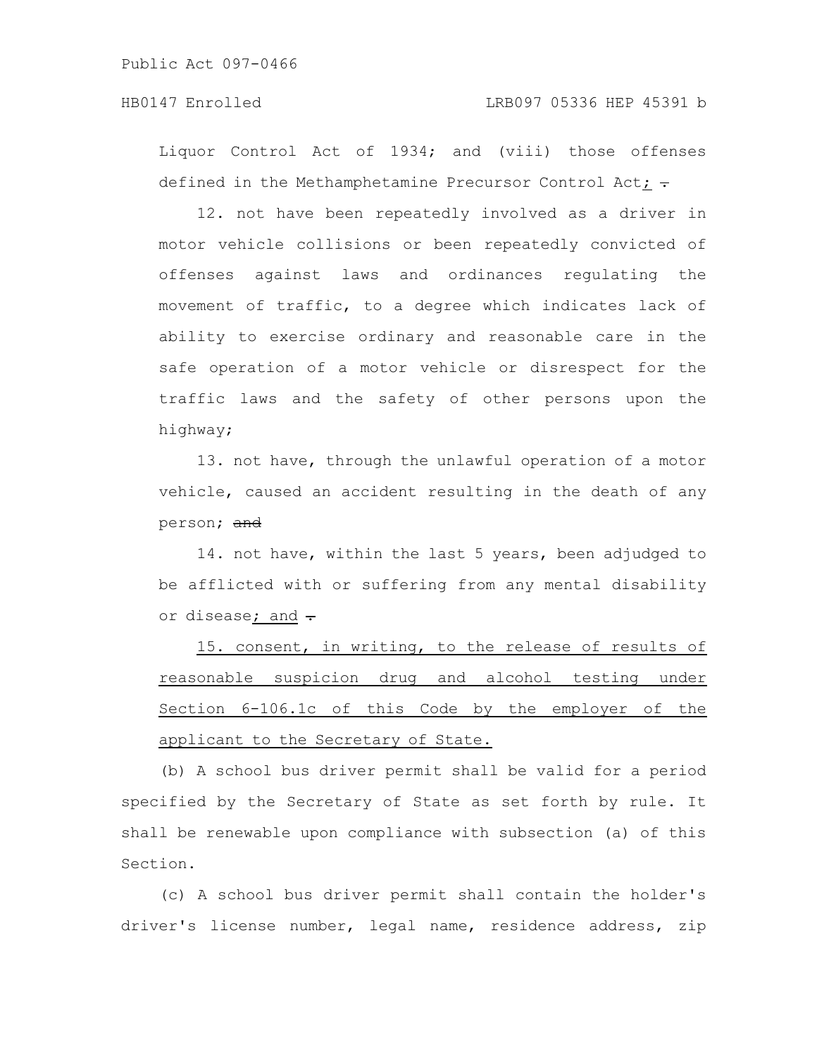Liquor Control Act of 1934; and (viii) those offenses defined in the Methamphetamine Precursor Control Act; ~~.~~

12. not have been repeatedly involved as a driver in motor vehicle collisions or been repeatedly convicted of offenses against laws and ordinances regulating the movement of traffic, to a degree which indicates lack of ability to exercise ordinary and reasonable care in the safe operation of a motor vehicle or disrespect for the traffic laws and the safety of other persons upon the highway;

13. not have, through the unlawful operation of a motor vehicle, caused an accident resulting in the death of any person; ~~and~~

14. not have, within the last 5 years, been adjudged to be afflicted with or suffering from any mental disability or disease; and ~~.~~

15. consent, in writing, to the release of results of reasonable suspicion drug and alcohol testing under Section 6-106.1c of this Code by the employer of the applicant to the Secretary of State.

(b) A school bus driver permit shall be valid for a period specified by the Secretary of State as set forth by rule. It shall be renewable upon compliance with subsection (a) of this Section.

(c) A school bus driver permit shall contain the holder's driver's license number, legal name, residence address, zip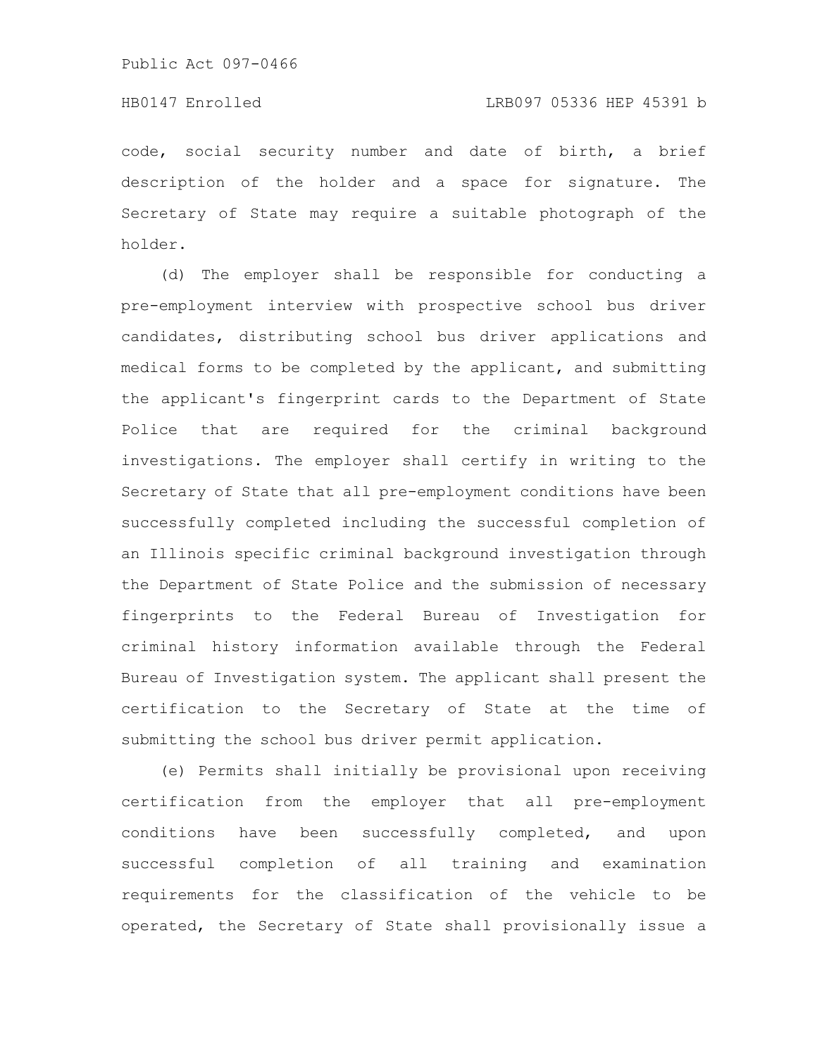code, social security number and date of birth, a brief description of the holder and a space for signature. The Secretary of State may require a suitable photograph of the holder.

(d) The employer shall be responsible for conducting a pre-employment interview with prospective school bus driver candidates, distributing school bus driver applications and medical forms to be completed by the applicant, and submitting the applicant's fingerprint cards to the Department of State Police that are required for the criminal background investigations. The employer shall certify in writing to the Secretary of State that all pre-employment conditions have been successfully completed including the successful completion of an Illinois specific criminal background investigation through the Department of State Police and the submission of necessary fingerprints to the Federal Bureau of Investigation for criminal history information available through the Federal Bureau of Investigation system. The applicant shall present the certification to the Secretary of State at the time of submitting the school bus driver permit application.

(e) Permits shall initially be provisional upon receiving certification from the employer that all pre-employment conditions have been successfully completed, and upon successful completion of all training and examination requirements for the classification of the vehicle to be operated, the Secretary of State shall provisionally issue a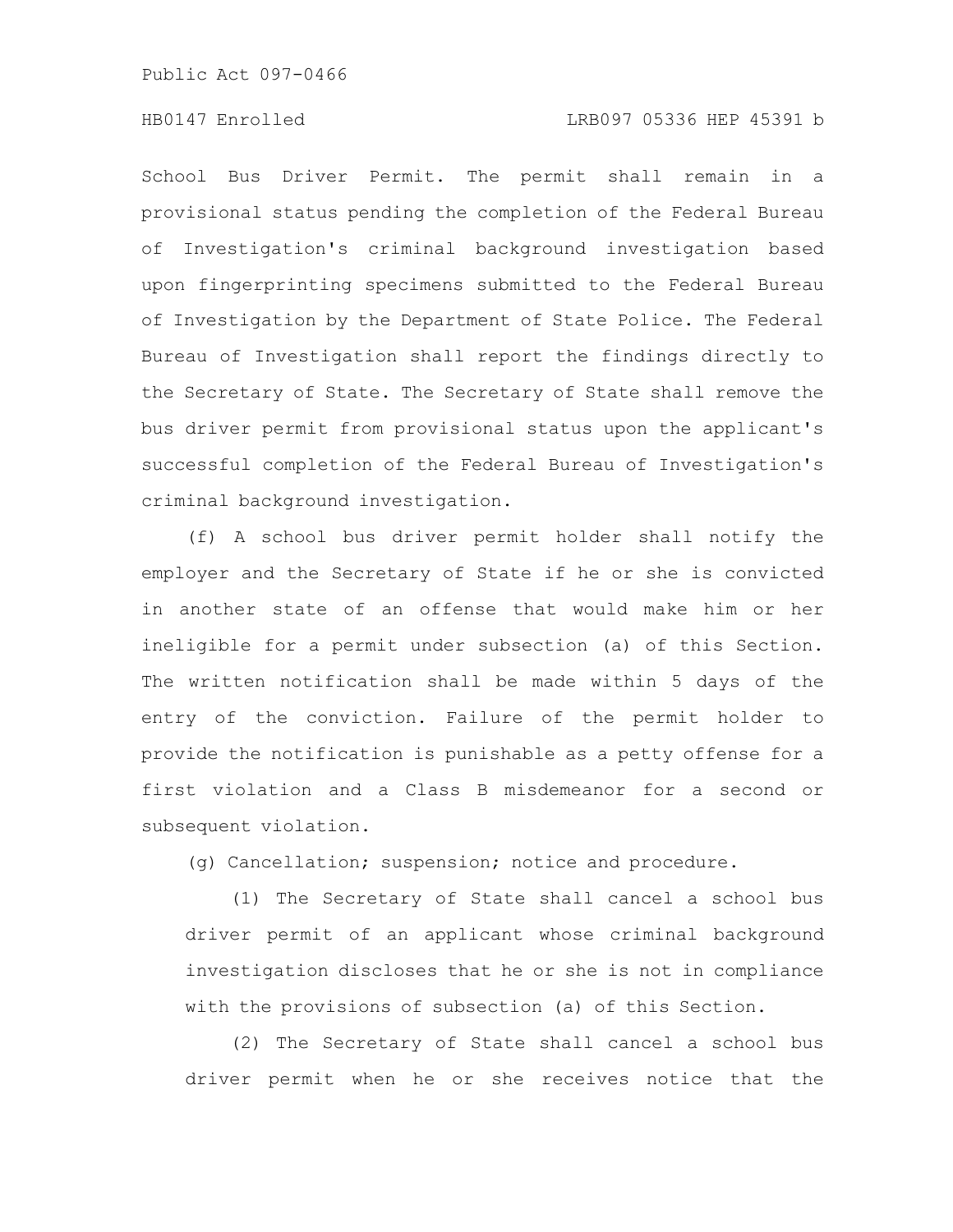School Bus Driver Permit. The permit shall remain in a provisional status pending the completion of the Federal Bureau of Investigation's criminal background investigation based upon fingerprinting specimens submitted to the Federal Bureau of Investigation by the Department of State Police. The Federal Bureau of Investigation shall report the findings directly to the Secretary of State. The Secretary of State shall remove the bus driver permit from provisional status upon the applicant's successful completion of the Federal Bureau of Investigation's criminal background investigation.

(f) A school bus driver permit holder shall notify the employer and the Secretary of State if he or she is convicted in another state of an offense that would make him or her ineligible for a permit under subsection (a) of this Section. The written notification shall be made within 5 days of the entry of the conviction. Failure of the permit holder to provide the notification is punishable as a petty offense for a first violation and a Class B misdemeanor for a second or subsequent violation.

(g) Cancellation; suspension; notice and procedure.

(1) The Secretary of State shall cancel a school bus driver permit of an applicant whose criminal background investigation discloses that he or she is not in compliance with the provisions of subsection (a) of this Section.

(2) The Secretary of State shall cancel a school bus driver permit when he or she receives notice that the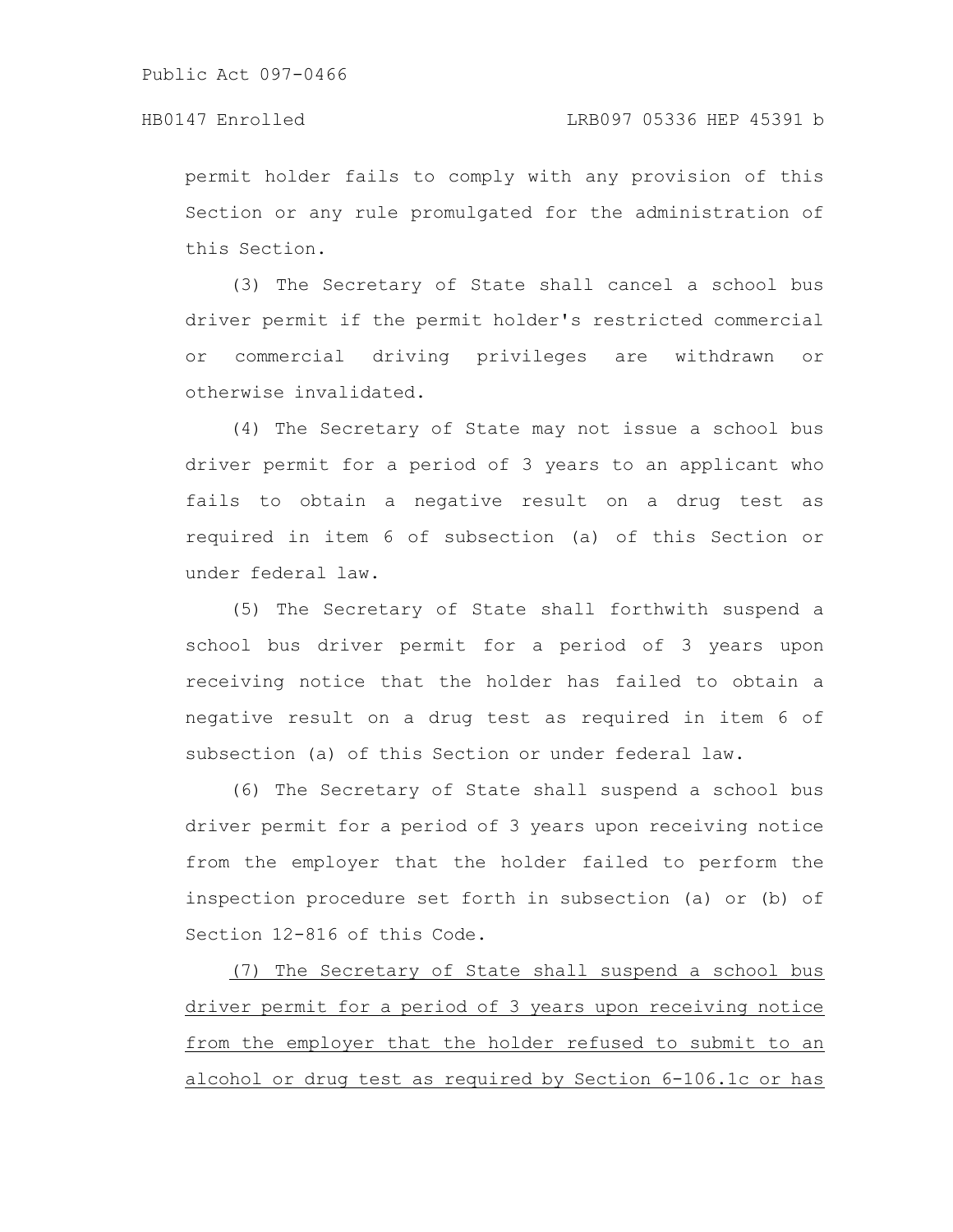permit holder fails to comply with any provision of this Section or any rule promulgated for the administration of this Section.

(3) The Secretary of State shall cancel a school bus driver permit if the permit holder's restricted commercial or commercial driving privileges are withdrawn or otherwise invalidated.

(4) The Secretary of State may not issue a school bus driver permit for a period of 3 years to an applicant who fails to obtain a negative result on a drug test as required in item 6 of subsection (a) of this Section or under federal law.

(5) The Secretary of State shall forthwith suspend a school bus driver permit for a period of 3 years upon receiving notice that the holder has failed to obtain a negative result on a drug test as required in item 6 of subsection (a) of this Section or under federal law.

(6) The Secretary of State shall suspend a school bus driver permit for a period of 3 years upon receiving notice from the employer that the holder failed to perform the inspection procedure set forth in subsection (a) or (b) of Section 12-816 of this Code.

<u>(7) The Secretary of State shall suspend a school bus driver permit for a period of 3 years upon receiving notice from the employer that the holder refused to submit to an alcohol or drug test as required by Section 6-106.1c or has</u>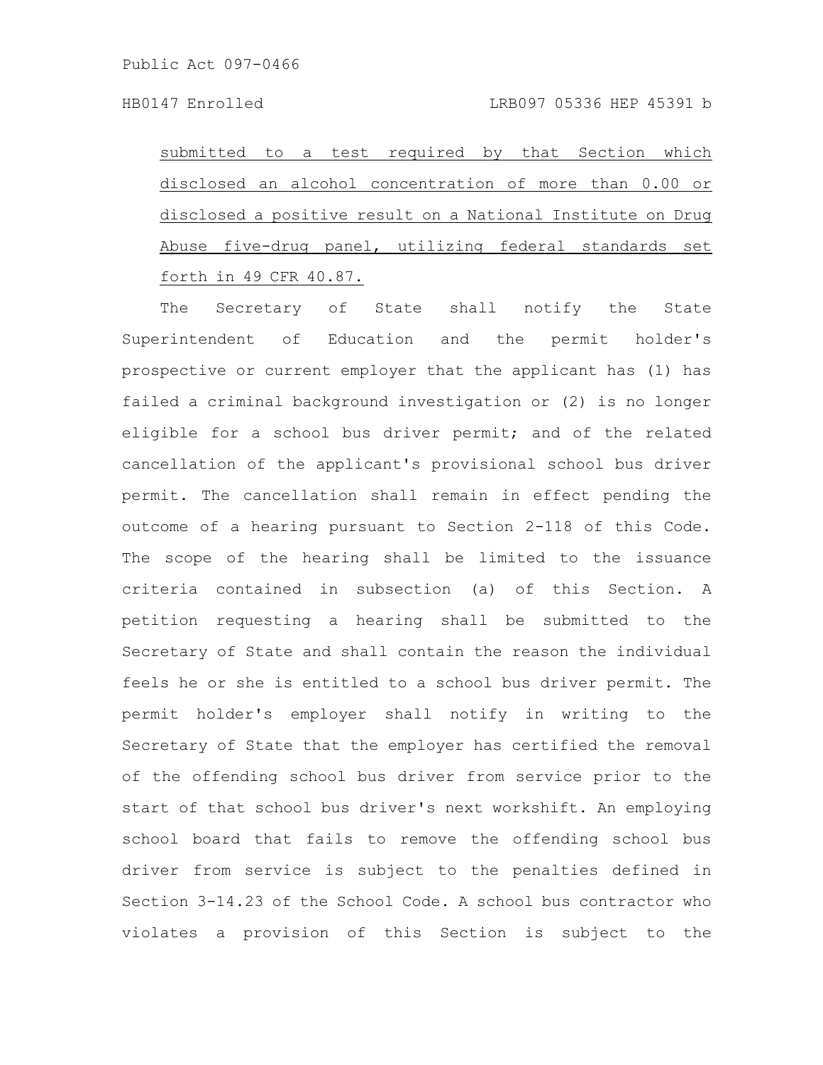submitted to a test required by that Section which disclosed an alcohol concentration of more than 0.00 or disclosed a positive result on a National Institute on Drug Abuse five-drug panel, utilizing federal standards set forth in 49 CFR 40.87.

The Secretary of State shall notify the State Superintendent of Education and the permit holder's prospective or current employer that the applicant has (1) has failed a criminal background investigation or (2) is no longer eligible for a school bus driver permit; and of the related cancellation of the applicant's provisional school bus driver permit. The cancellation shall remain in effect pending the outcome of a hearing pursuant to Section 2-118 of this Code. The scope of the hearing shall be limited to the issuance criteria contained in subsection (a) of this Section. A petition requesting a hearing shall be submitted to the Secretary of State and shall contain the reason the individual feels he or she is entitled to a school bus driver permit. The permit holder's employer shall notify in writing to the Secretary of State that the employer has certified the removal of the offending school bus driver from service prior to the start of that school bus driver's next workshift. An employing school board that fails to remove the offending school bus driver from service is subject to the penalties defined in Section 3-14.23 of the School Code. A school bus contractor who violates a provision of this Section is subject to the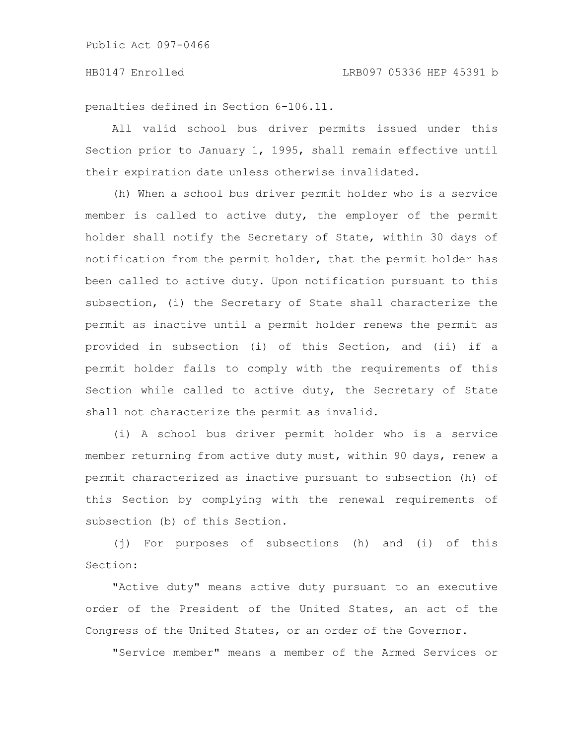penalties defined in Section 6-106.11.

All valid school bus driver permits issued under this Section prior to January 1, 1995, shall remain effective until their expiration date unless otherwise invalidated.

(h) When a school bus driver permit holder who is a service member is called to active duty, the employer of the permit holder shall notify the Secretary of State, within 30 days of notification from the permit holder, that the permit holder has been called to active duty. Upon notification pursuant to this subsection, (i) the Secretary of State shall characterize the permit as inactive until a permit holder renews the permit as provided in subsection (i) of this Section, and (ii) if a permit holder fails to comply with the requirements of this Section while called to active duty, the Secretary of State shall not characterize the permit as invalid.

(i) A school bus driver permit holder who is a service member returning from active duty must, within 90 days, renew a permit characterized as inactive pursuant to subsection (h) of this Section by complying with the renewal requirements of subsection (b) of this Section.

(j) For purposes of subsections (h) and (i) of this Section:

"Active duty" means active duty pursuant to an executive order of the President of the United States, an act of the Congress of the United States, or an order of the Governor.

"Service member" means a member of the Armed Services or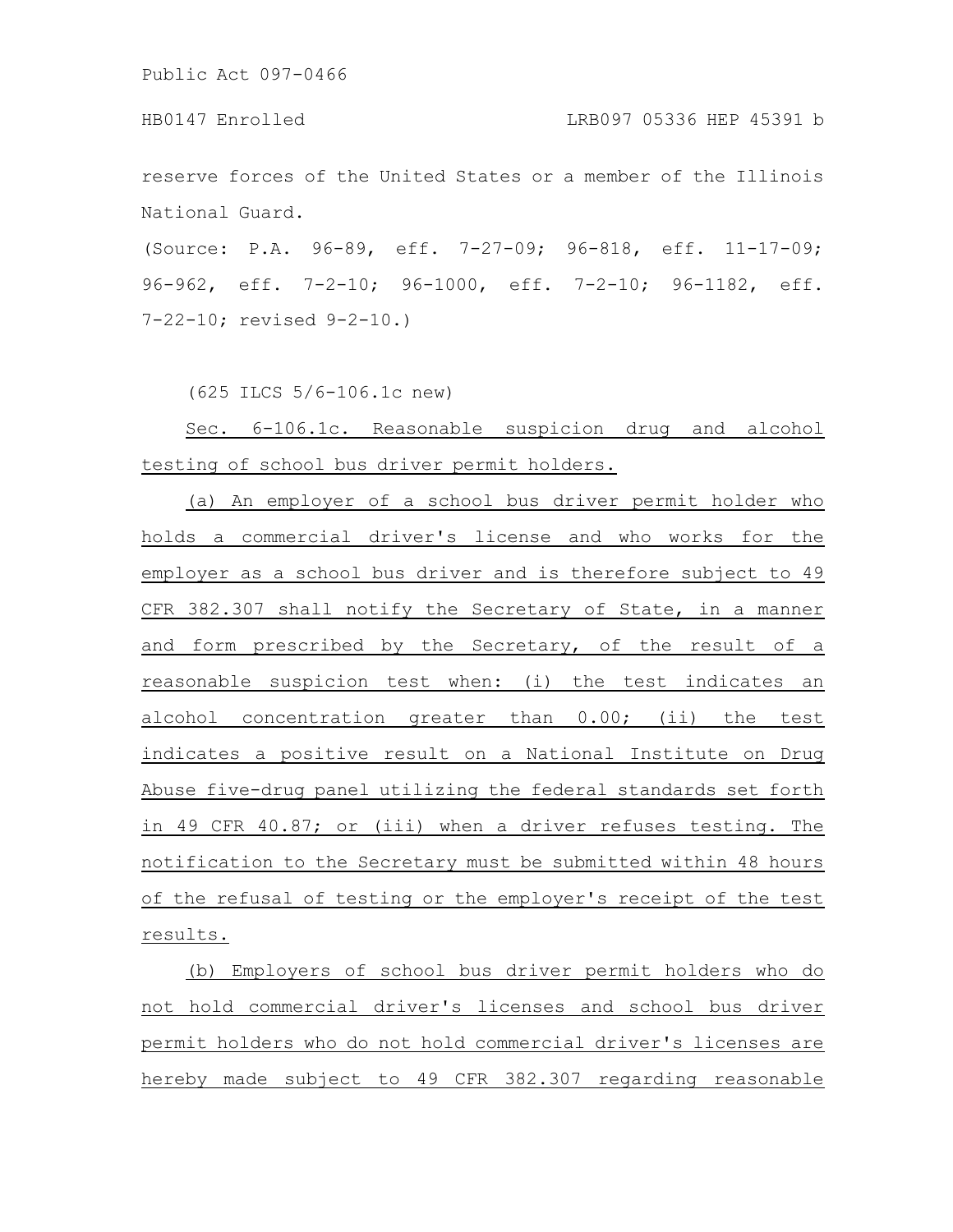reserve forces of the United States or a member of the Illinois National Guard.

(Source: P.A. 96-89, eff. 7-27-09; 96-818, eff. 11-17-09; 96-962, eff. 7-2-10; 96-1000, eff. 7-2-10; 96-1182, eff. 7-22-10; revised 9-2-10.)

(625 ILCS 5/6-106.1c new)

Sec. 6-106.1c. Reasonable suspicion drug and alcohol testing of school bus driver permit holders.

(a) An employer of a school bus driver permit holder who holds a commercial driver's license and who works for the employer as a school bus driver and is therefore subject to 49 CFR 382.307 shall notify the Secretary of State, in a manner and form prescribed by the Secretary, of the result of a reasonable suspicion test when: (i) the test indicates an alcohol concentration greater than 0.00; (ii) the test indicates a positive result on a National Institute on Drug Abuse five-drug panel utilizing the federal standards set forth in 49 CFR 40.87; or (iii) when a driver refuses testing. The notification to the Secretary must be submitted within 48 hours of the refusal of testing or the employer's receipt of the test results.

(b) Employers of school bus driver permit holders who do not hold commercial driver's licenses and school bus driver permit holders who do not hold commercial driver's licenses are hereby made subject to 49 CFR 382.307 regarding reasonable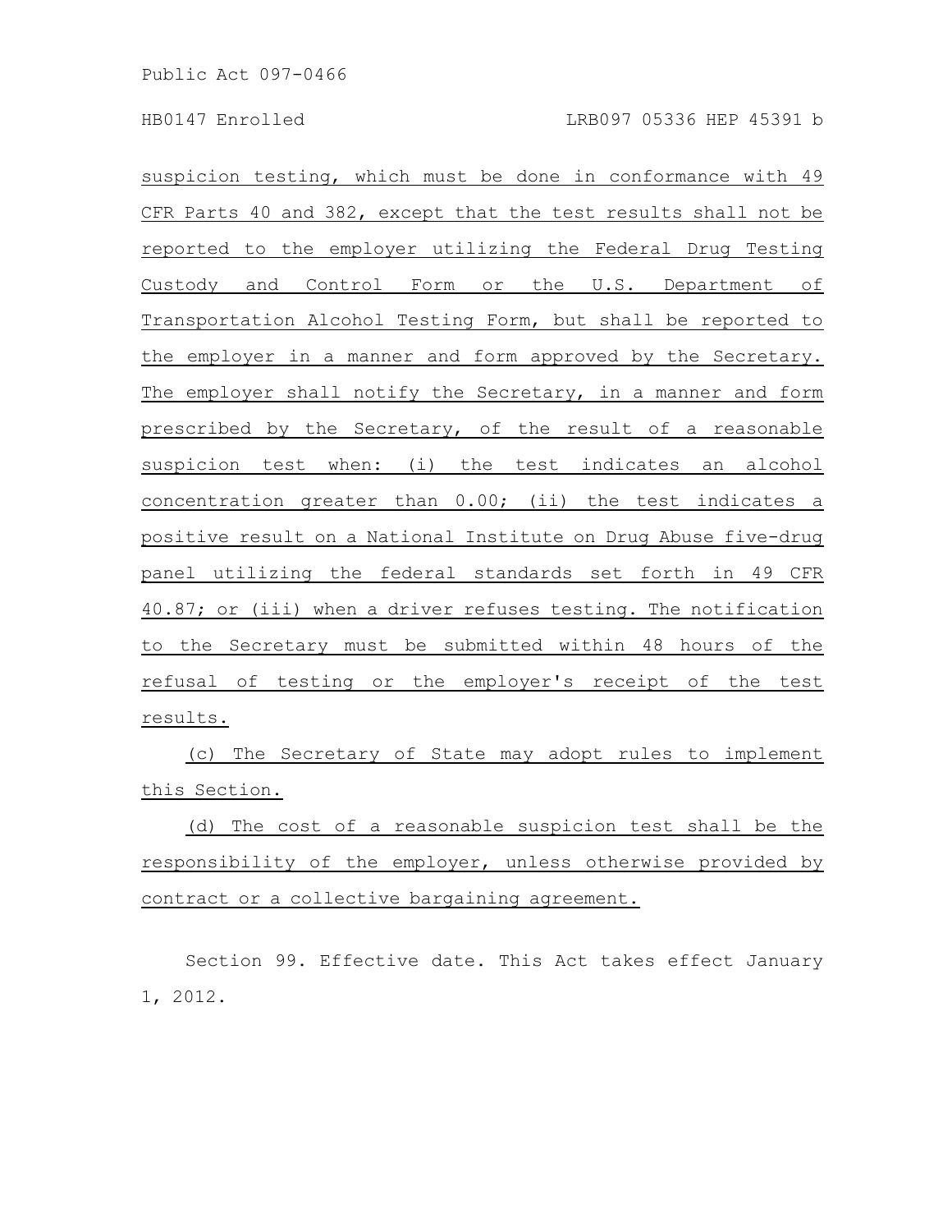suspicion testing, which must be done in conformance with 49 CFR Parts 40 and 382, except that the test results shall not be reported to the employer utilizing the Federal Drug Testing Custody and Control Form or the U.S. Department of Transportation Alcohol Testing Form, but shall be reported to the employer in a manner and form approved by the Secretary. The employer shall notify the Secretary, in a manner and form prescribed by the Secretary, of the result of a reasonable suspicion test when: (i) the test indicates an alcohol concentration greater than 0.00; (ii) the test indicates a positive result on a National Institute on Drug Abuse five-drug panel utilizing the federal standards set forth in 49 CFR 40.87; or (iii) when a driver refuses testing. The notification to the Secretary must be submitted within 48 hours of the refusal of testing or the employer's receipt of the test results.

(c) The Secretary of State may adopt rules to implement this Section.

(d) The cost of a reasonable suspicion test shall be the responsibility of the employer, unless otherwise provided by contract or a collective bargaining agreement.

Section 99. Effective date. This Act takes effect January 1, 2012.